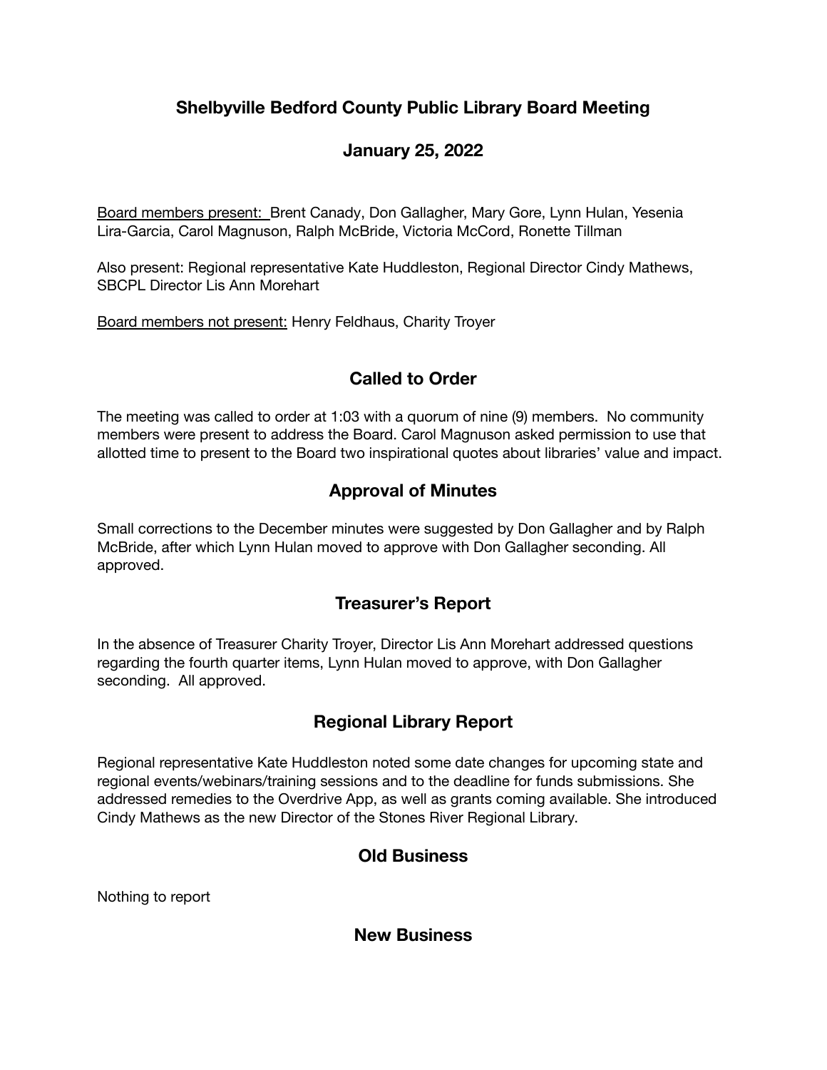# Shelbyville Bedford County Public Library Board Meeting

## January 25, 2022

Board members present: Brent Canady, Don Gallagher, Mary Gore, Lynn Hulan, Yesenia Lira-Garcia, Carol Magnuson, Ralph McBride, Victoria McCord, Ronette Tillman

Also present: Regional representative Kate Huddleston, Regional Director Cindy Mathews, SBCPL Director Lis Ann Morehart

Board members not present: Henry Feldhaus, Charity Troyer

## Called to Order

The meeting was called to order at 1:03 with a quorum of nine (9) members. No community members were present to address the Board. Carol Magnuson asked permission to use that allotted time to present to the Board two inspirational quotes about libraries' value and impact.

## Approval of Minutes

Small corrections to the December minutes were suggested by Don Gallagher and by Ralph McBride, after which Lynn Hulan moved to approve with Don Gallagher seconding. All approved.

## Treasurer's Report

In the absence of Treasurer Charity Troyer, Director Lis Ann Morehart addressed questions regarding the fourth quarter items, Lynn Hulan moved to approve, with Don Gallagher seconding. All approved.

## Regional Library Report

Regional representative Kate Huddleston noted some date changes for upcoming state and regional events/webinars/training sessions and to the deadline for funds submissions. She addressed remedies to the Overdrive App, as well as grants coming available. She introduced Cindy Mathews as the new Director of the Stones River Regional Library.

## Old Business

Nothing to report

## New Business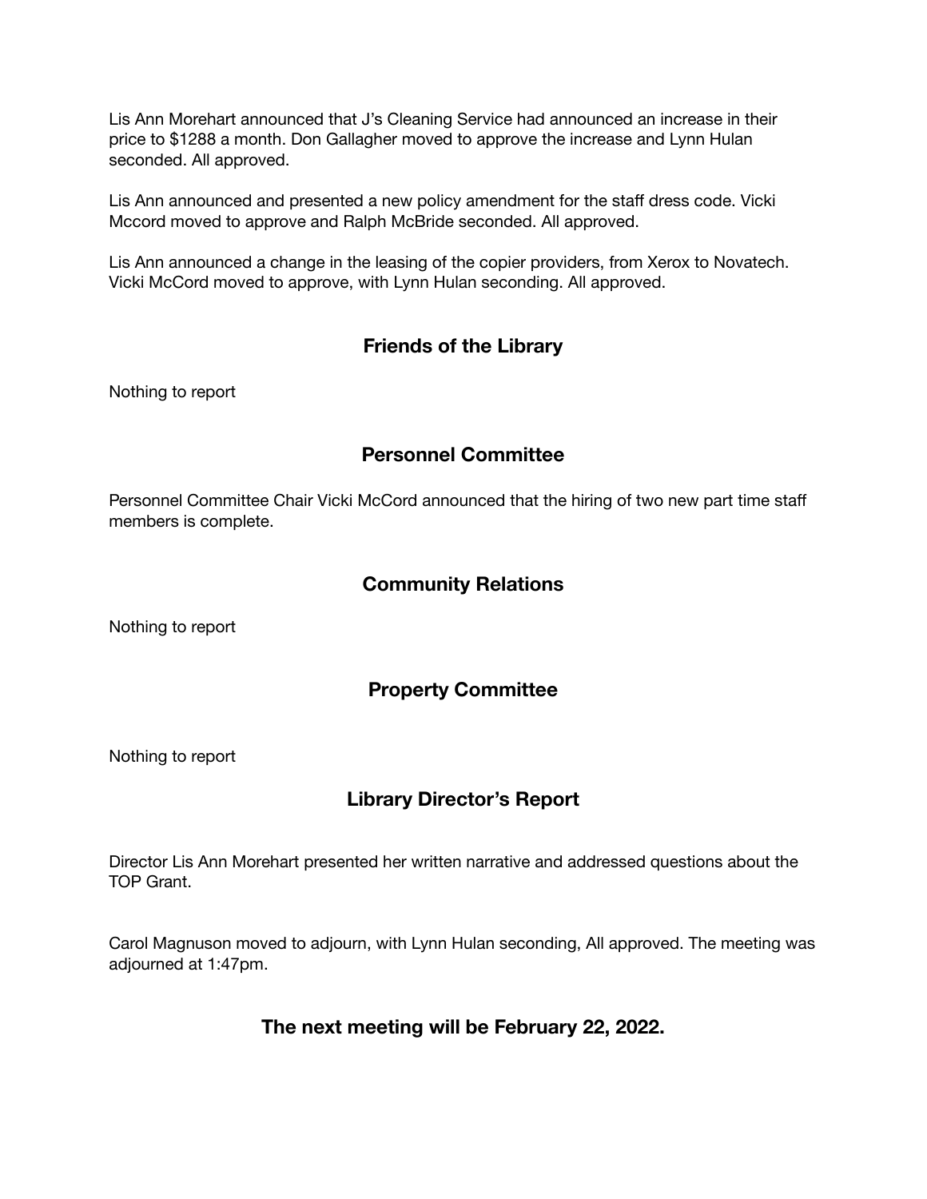Lis Ann Morehart announced that J's Cleaning Service had announced an increase in their price to $1288 a month. Don Gallagher moved to approve the increase and Lynn Hulan seconded. All approved.

Lis Ann announced and presented a new policy amendment for the staff dress code. Vicki Mccord moved to approve and Ralph McBride seconded. All approved.

Lis Ann announced a change in the leasing of the copier providers, from Xerox to Novatech. Vicki McCord moved to approve, with Lynn Hulan seconding. All approved.

## Friends of the Library

Nothing to report

## Personnel Committee

Personnel Committee Chair Vicki McCord announced that the hiring of two new part time staff members is complete.

## Community Relations

Nothing to report

## Property Committee

Nothing to report

## Library Director's Report

Director Lis Ann Morehart presented her written narrative and addressed questions about the TOP Grant.

Carol Magnuson moved to adjourn, with Lynn Hulan seconding, All approved. The meeting was adjourned at 1:47pm.

**The next meeting will be February 22, 2022.**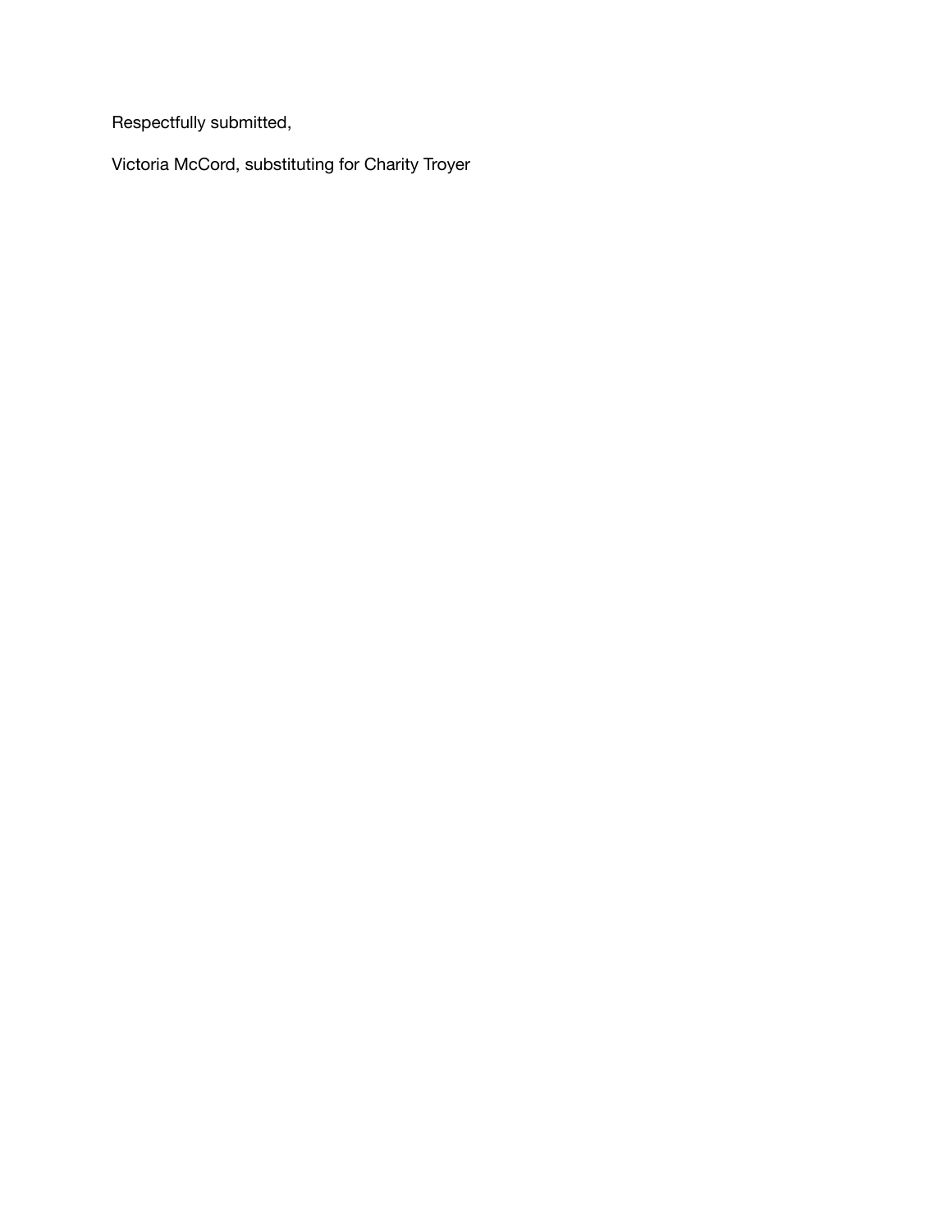Respectfully submitted,

Victoria McCord, substituting for Charity Troyer